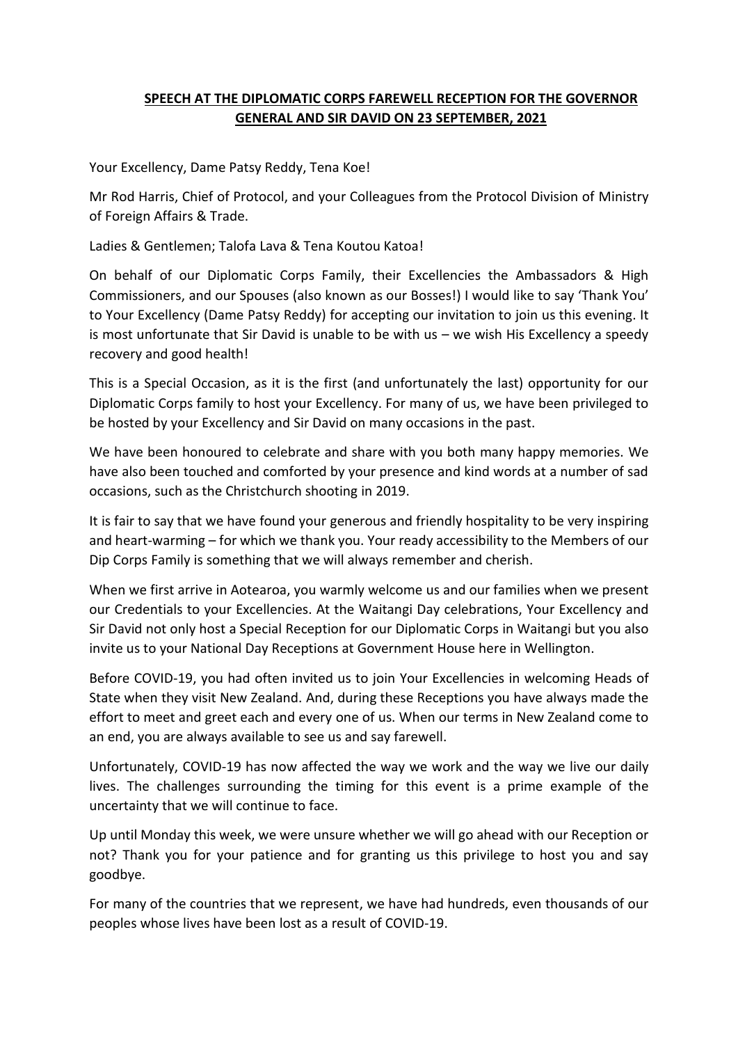**SPEECH AT THE DIPLOMATIC CORPS FAREWELL RECEPTION FOR THE GOVERNOR GENERAL AND SIR DAVID ON 23 SEPTEMBER, 2021**

Your Excellency, Dame Patsy Reddy, Tena Koe!

Mr Rod Harris, Chief of Protocol, and your Colleagues from the Protocol Division of Ministry of Foreign Affairs & Trade.

Ladies & Gentlemen; Talofa Lava & Tena Koutou Katoa!

On behalf of our Diplomatic Corps Family, their Excellencies the Ambassadors & High Commissioners, and our Spouses (also known as our Bosses!) I would like to say 'Thank You' to Your Excellency (Dame Patsy Reddy) for accepting our invitation to join us this evening. It is most unfortunate that Sir David is unable to be with us – we wish His Excellency a speedy recovery and good health!

This is a Special Occasion, as it is the first (and unfortunately the last) opportunity for our Diplomatic Corps family to host your Excellency. For many of us, we have been privileged to be hosted by your Excellency and Sir David on many occasions in the past.

We have been honoured to celebrate and share with you both many happy memories. We have also been touched and comforted by your presence and kind words at a number of sad occasions, such as the Christchurch shooting in 2019.

It is fair to say that we have found your generous and friendly hospitality to be very inspiring and heart-warming – for which we thank you. Your ready accessibility to the Members of our Dip Corps Family is something that we will always remember and cherish.

When we first arrive in Aotearoa, you warmly welcome us and our families when we present our Credentials to your Excellencies. At the Waitangi Day celebrations, Your Excellency and Sir David not only host a Special Reception for our Diplomatic Corps in Waitangi but you also invite us to your National Day Receptions at Government House here in Wellington.

Before COVID-19, you had often invited us to join Your Excellencies in welcoming Heads of State when they visit New Zealand. And, during these Receptions you have always made the effort to meet and greet each and every one of us. When our terms in New Zealand come to an end, you are always available to see us and say farewell.

Unfortunately, COVID-19 has now affected the way we work and the way we live our daily lives. The challenges surrounding the timing for this event is a prime example of the uncertainty that we will continue to face.

Up until Monday this week, we were unsure whether we will go ahead with our Reception or not? Thank you for your patience and for granting us this privilege to host you and say goodbye.

For many of the countries that we represent, we have had hundreds, even thousands of our peoples whose lives have been lost as a result of COVID-19.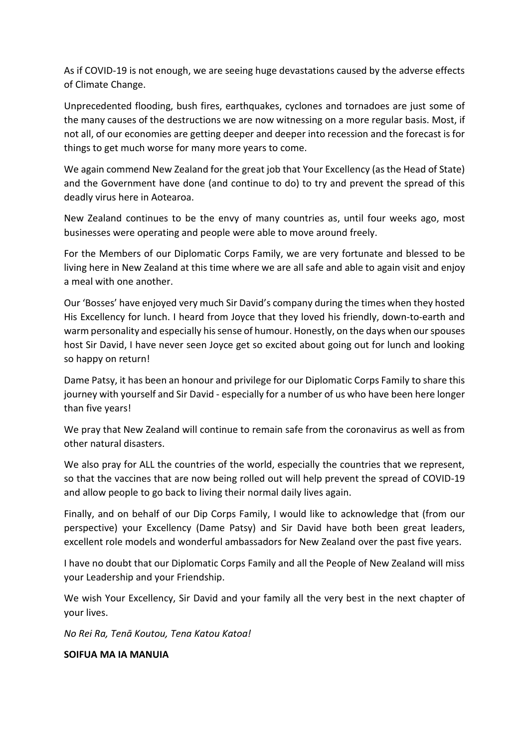As if COVID-19 is not enough, we are seeing huge devastations caused by the adverse effects of Climate Change.

Unprecedented flooding, bush fires, earthquakes, cyclones and tornadoes are just some of the many causes of the destructions we are now witnessing on a more regular basis. Most, if not all, of our economies are getting deeper and deeper into recession and the forecast is for things to get much worse for many more years to come.

We again commend New Zealand for the great job that Your Excellency (as the Head of State) and the Government have done (and continue to do) to try and prevent the spread of this deadly virus here in Aotearoa.

New Zealand continues to be the envy of many countries as, until four weeks ago, most businesses were operating and people were able to move around freely.

For the Members of our Diplomatic Corps Family, we are very fortunate and blessed to be living here in New Zealand at this time where we are all safe and able to again visit and enjoy a meal with one another.

Our 'Bosses' have enjoyed very much Sir David's company during the times when they hosted His Excellency for lunch. I heard from Joyce that they loved his friendly, down-to-earth and warm personality and especially his sense of humour. Honestly, on the days when our spouses host Sir David, I have never seen Joyce get so excited about going out for lunch and looking so happy on return!

Dame Patsy, it has been an honour and privilege for our Diplomatic Corps Family to share this journey with yourself and Sir David - especially for a number of us who have been here longer than five years!

We pray that New Zealand will continue to remain safe from the coronavirus as well as from other natural disasters.

We also pray for ALL the countries of the world, especially the countries that we represent, so that the vaccines that are now being rolled out will help prevent the spread of COVID-19 and allow people to go back to living their normal daily lives again.

Finally, and on behalf of our Dip Corps Family, I would like to acknowledge that (from our perspective) your Excellency (Dame Patsy) and Sir David have both been great leaders, excellent role models and wonderful ambassadors for New Zealand over the past five years.

I have no doubt that our Diplomatic Corps Family and all the People of New Zealand will miss your Leadership and your Friendship.

We wish Your Excellency, Sir David and your family all the very best in the next chapter of your lives.

*No Rei Ra, Tenā Koutou, Tena Katou Katoa!*

**SOIFUA MA IA MANUIA**